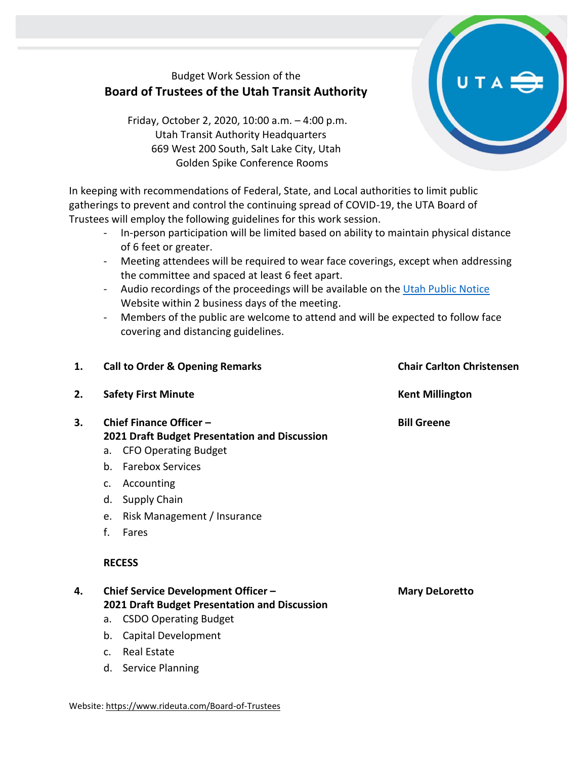Budget Work Session of the

# Board of Trustees of the Utah Transit Authority

Friday, October 2, 2020, 10:00 a.m. – 4:00 p.m.
Utah Transit Authority Headquarters
669 West 200 South, Salt Lake City, Utah
Golden Spike Conference Rooms

In keeping with recommendations of Federal, State, and Local authorities to limit public gatherings to prevent and control the continuing spread of COVID-19, the UTA Board of Trustees will employ the following guidelines for this work session.

- In-person participation will be limited based on ability to maintain physical distance of 6 feet or greater.
- Meeting attendees will be required to wear face coverings, except when addressing the committee and spaced at least 6 feet apart.
- Audio recordings of the proceedings will be available on the Utah Public Notice Website within 2 business days of the meeting.
- Members of the public are welcome to attend and will be expected to follow face covering and distancing guidelines.

1. **Call to Order & Opening Remarks** — **Chair Carlton Christensen**

2. **Safety First Minute** — **Kent Millington**

3. **Chief Finance Officer – 2021 Draft Budget Presentation and Discussion** — **Bill Greene**
   a. CFO Operating Budget
   b. Farebox Services
   c. Accounting
   d. Supply Chain
   e. Risk Management / Insurance
   f. Fares

   **RECESS**

4. **Chief Service Development Officer – 2021 Draft Budget Presentation and Discussion** — **Mary DeLoretto**
   a. CSDO Operating Budget
   b. Capital Development
   c. Real Estate
   d. Service Planning

Website: https://www.rideuta.com/Board-of-Trustees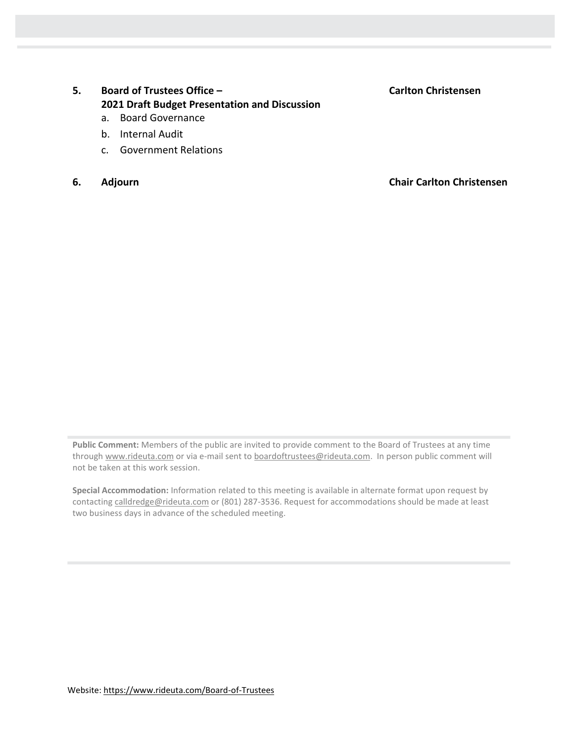**5. Board of Trustees Office – 2021 Draft Budget Presentation and Discussion** — **Carlton Christensen**

a. Board Governance

b. Internal Audit

c. Government Relations

**6. Adjourn** — **Chair Carlton Christensen**

**Public Comment:** Members of the public are invited to provide comment to the Board of Trustees at any time through www.rideuta.com or via e-mail sent to boardoftrustees@rideuta.com. In person public comment will not be taken at this work session.

**Special Accommodation:** Information related to this meeting is available in alternate format upon request by contacting calldredge@rideuta.com or (801) 287-3536. Request for accommodations should be made at least two business days in advance of the scheduled meeting.

Website: https://www.rideuta.com/Board-of-Trustees